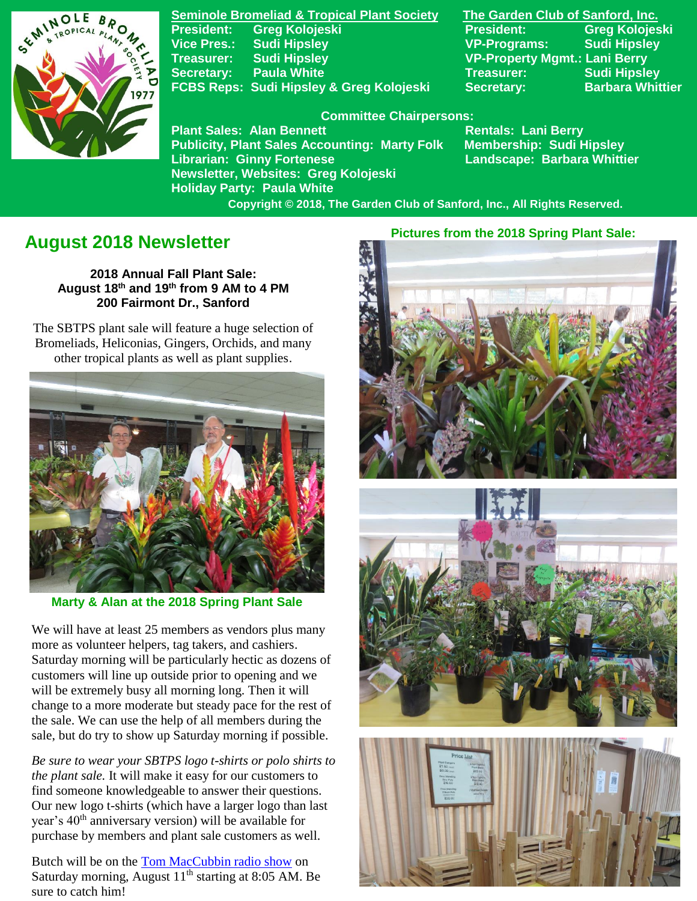**Seminole Bromeliad & Tropical Plant Society**

President: Greg Kolojeski
Vice Pres.: Sudi Hipsley
Treasurer: Sudi Hipsley
Secretary: Paula White
FCBS Reps: Sudi Hipsley & Greg Kolojeski

**The Garden Club of Sanford, Inc.**

President: Greg Kolojeski
VP-Programs: Sudi Hipsley
VP-Property Mgmt.: Lani Berry
Treasurer: Sudi Hipsley
Secretary: Barbara Whittier

**Committee Chairpersons:**

Plant Sales: Alan Bennett
Publicity, Plant Sales Accounting: Marty Folk
Librarian: Ginny Fortenese
Newsletter, Websites: Greg Kolojeski
Holiday Party: Paula White
Rentals: Lani Berry
Membership: Sudi Hipsley
Landscape: Barbara Whittier

Copyright © 2018, The Garden Club of Sanford, Inc., All Rights Reserved.

# August 2018 Newsletter

**2018 Annual Fall Plant Sale:**
**August 18th and 19th from 9 AM to 4 PM**
**200 Fairmont Dr., Sanford**

The SBTPS plant sale will feature a huge selection of Bromeliads, Heliconias, Gingers, Orchids, and many other tropical plants as well as plant supplies.

Marty & Alan at the 2018 Spring Plant Sale

We will have at least 25 members as vendors plus many more as volunteer helpers, tag takers, and cashiers. Saturday morning will be particularly hectic as dozens of customers will line up outside prior to opening and we will be extremely busy all morning long. Then it will change to a more moderate but steady pace for the rest of the sale. We can use the help of all members during the sale, but do try to show up Saturday morning if possible.

*Be sure to wear your SBTPS logo t-shirts or polo shirts to the plant sale.* It will make it easy for our customers to find someone knowledgeable to answer their questions. Our new logo t-shirts (which have a larger logo than last year's 40th anniversary version) will be available for purchase by members and plant sale customers as well.

Butch will be on the Tom MacCubbin radio show on Saturday morning, August 11th starting at 8:05 AM. Be sure to catch him!

**Pictures from the 2018 Spring Plant Sale:**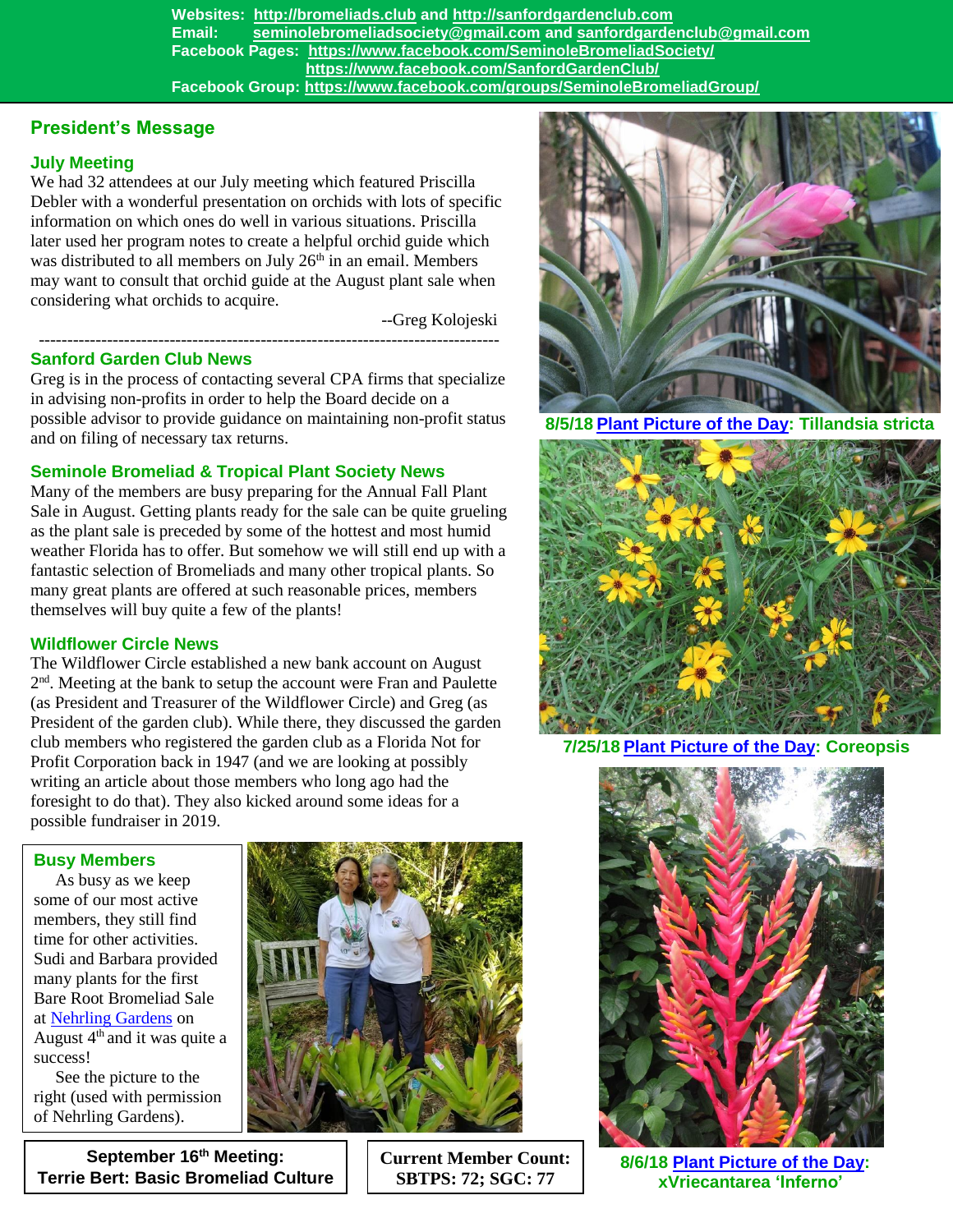**Websites:** http://bromeliads.club and http://sanfordgardenclub.com
**Email:** seminolebromeliadsociety@gmail.com and sanfordgardenclub@gmail.com
**Facebook Pages:** https://www.facebook.com/SeminoleBromeliadSociety/
https://www.facebook.com/SanfordGardenClub/
**Facebook Group:** https://www.facebook.com/groups/SeminoleBromeliadGroup/

## President's Message

### July Meeting

We had 32 attendees at our July meeting which featured Priscilla Debler with a wonderful presentation on orchids with lots of specific information on which ones do well in various situations. Priscilla later used her program notes to create a helpful orchid guide which was distributed to all members on July 26th in an email. Members may want to consult that orchid guide at the August plant sale when considering what orchids to acquire.

--Greg Kolojeski

---

### Sanford Garden Club News

Greg is in the process of contacting several CPA firms that specialize in advising non-profits in order to help the Board decide on a possible advisor to provide guidance on maintaining non-profit status and on filing of necessary tax returns.

### Seminole Bromeliad & Tropical Plant Society News

Many of the members are busy preparing for the Annual Fall Plant Sale in August. Getting plants ready for the sale can be quite grueling as the plant sale is preceded by some of the hottest and most humid weather Florida has to offer. But somehow we will still end up with a fantastic selection of Bromeliads and many other tropical plants. So many great plants are offered at such reasonable prices, members themselves will buy quite a few of the plants!

### Wildflower Circle News

The Wildflower Circle established a new bank account on August 2nd. Meeting at the bank to setup the account were Fran and Paulette (as President and Treasurer of the Wildflower Circle) and Greg (as President of the garden club). While there, they discussed the garden club members who registered the garden club as a Florida Not for Profit Corporation back in 1947 (and we are looking at possibly writing an article about those members who long ago had the foresight to do that). They also kicked around some ideas for a possible fundraiser in 2019.

### Busy Members

As busy as we keep some of our most active members, they still find time for other activities. Sudi and Barbara provided many plants for the first Bare Root Bromeliad Sale at Nehrling Gardens on August 4th and it was quite a success!

See the picture to the right (used with permission of Nehrling Gardens).

**September 16th Meeting:**
**Terrie Bert: Basic Bromeliad Culture**

**Current Member Count:**
**SBTPS: 72; SGC: 77**

**8/5/18 Plant Picture of the Day: Tillandsia stricta**

**7/25/18 Plant Picture of the Day: Coreopsis**

**8/6/18 Plant Picture of the Day: xVriecantarea 'Inferno'**